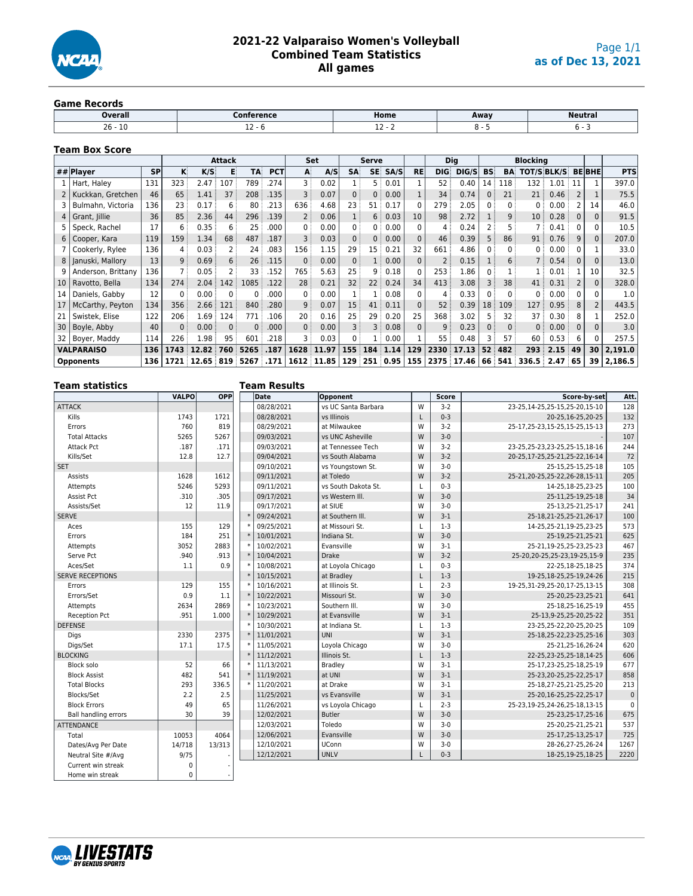# 2021-22 Valparaiso Women's Volleyball
## Combined Team Statistics
### All games

as of Dec 13, 2021

## Game Records

| Overall | Conference | Home | Away | Neutral |
|---|---|---|---|---|
| 26 - 10 | 12 - 6 | 12 - 2 | 8 - 5 | 6 - 3 |

## Team Box Score

| | | | Attack | | | | | Set | | Serve | | | | Dig | | Blocking | | | | | | |
|---|---|---|---|---|---|---|---|---|---|---|---|---|---|---|---|---|---|---|---|---|---|---|
| ## | Player | SP | K | K/S | E | TA | PCT | A | A/S | SA | SE | SA/S | RE | DIG | DIG/S | BS | BA | TOT/S | BLK/S | BE | BHE | PTS |
| 1 | Hart, Haley | 131 | 323 | 2.47 | 107 | 789 | .274 | 3 | 0.02 | 1 | 5 | 0.01 | 1 | 52 | 0.40 | 14 | 118 | 132 | 1.01 | 11 | 1 | 397.0 |
| 2 | Kuckkan, Gretchen | 46 | 65 | 1.41 | 37 | 208 | .135 | 3 | 0.07 | 0 | 0 | 0.00 | 1 | 34 | 0.74 | 0 | 21 | 21 | 0.46 | 2 | 1 | 75.5 |
| 3 | Bulmahn, Victoria | 136 | 23 | 0.17 | 6 | 80 | .213 | 636 | 4.68 | 23 | 51 | 0.17 | 0 | 279 | 2.05 | 0 | 0 | 0 | 0.00 | 2 | 14 | 46.0 |
| 4 | Grant, Jillie | 36 | 85 | 2.36 | 44 | 296 | .139 | 2 | 0.06 | 1 | 6 | 0.03 | 10 | 98 | 2.72 | 1 | 9 | 10 | 0.28 | 0 | 0 | 91.5 |
| 5 | Speck, Rachel | 17 | 6 | 0.35 | 6 | 25 | .000 | 0 | 0.00 | 0 | 0 | 0.00 | 0 | 4 | 0.24 | 2 | 5 | 7 | 0.41 | 0 | 0 | 10.5 |
| 6 | Cooper, Kara | 119 | 159 | 1.34 | 68 | 487 | .187 | 3 | 0.03 | 0 | 0 | 0.00 | 0 | 46 | 0.39 | 5 | 86 | 91 | 0.76 | 9 | 0 | 207.0 |
| 7 | Cookerly, Rylee | 136 | 4 | 0.03 | 2 | 24 | .083 | 156 | 1.15 | 29 | 15 | 0.21 | 32 | 661 | 4.86 | 0 | 0 | 0 | 0.00 | 0 | 1 | 33.0 |
| 8 | Januski, Mallory | 13 | 9 | 0.69 | 6 | 26 | .115 | 0 | 0.00 | 0 | 1 | 0.00 | 0 | 2 | 0.15 | 1 | 6 | 7 | 0.54 | 0 | 0 | 13.0 |
| 9 | Anderson, Brittany | 136 | 7 | 0.05 | 2 | 33 | .152 | 765 | 5.63 | 25 | 9 | 0.18 | 0 | 253 | 1.86 | 0 | 1 | 1 | 0.01 | 1 | 10 | 32.5 |
| 10 | Ravotto, Bella | 134 | 274 | 2.04 | 142 | 1085 | .122 | 28 | 0.21 | 32 | 22 | 0.24 | 34 | 413 | 3.08 | 3 | 38 | 41 | 0.31 | 2 | 0 | 328.0 |
| 14 | Daniels, Gabby | 12 | 0 | 0.00 | 0 | 0 | .000 | 0 | 0.00 | 1 | 1 | 0.08 | 0 | 4 | 0.33 | 0 | 0 | 0 | 0.00 | 0 | 0 | 1.0 |
| 17 | McCarthy, Peyton | 134 | 356 | 2.66 | 121 | 840 | .280 | 9 | 0.07 | 15 | 41 | 0.11 | 0 | 52 | 0.39 | 18 | 109 | 127 | 0.95 | 8 | 2 | 443.5 |
| 21 | Swistek, Elise | 122 | 206 | 1.69 | 124 | 771 | .106 | 20 | 0.16 | 25 | 29 | 0.20 | 25 | 368 | 3.02 | 5 | 32 | 37 | 0.30 | 8 | 1 | 252.0 |
| 30 | Boyle, Abby | 40 | 0 | 0.00 | 0 | 0 | .000 | 0 | 0.00 | 3 | 3 | 0.08 | 0 | 9 | 0.23 | 0 | 0 | 0 | 0.00 | 0 | 0 | 3.0 |
| 32 | Boyer, Maddy | 114 | 226 | 1.98 | 95 | 601 | .218 | 3 | 0.03 | 0 | 1 | 0.00 | 1 | 55 | 0.48 | 3 | 57 | 60 | 0.53 | 6 | 0 | 257.5 |
| | **VALPARAISO** | **136** | **1743** | **12.82** | **760** | **5265** | **.187** | **1628** | **11.97** | **155** | **184** | **1.14** | **129** | **2330** | **17.13** | **52** | **482** | **293** | **2.15** | **49** | **30** | **2,191.0** |
| | **Opponents** | **136** | **1721** | **12.65** | **819** | **5267** | **.171** | **1612** | **11.85** | **129** | **251** | **0.95** | **155** | **2375** | **17.46** | **66** | **541** | **336.5** | **2.47** | **65** | **39** | **2,186.5** |

## Team statistics

| | VALPO | OPP |
|---|---|---|
| ATTACK | | |
| Kills | 1743 | 1721 |
| Errors | 760 | 819 |
| Total Attacks | 5265 | 5267 |
| Attack Pct | .187 | .171 |
| Kills/Set | 12.8 | 12.7 |
| SET | | |
| Assists | 1628 | 1612 |
| Attempts | 5246 | 5293 |
| Assist Pct | .310 | .305 |
| Assists/Set | 12 | 11.9 |
| SERVE | | |
| Aces | 155 | 129 |
| Errors | 184 | 251 |
| Attempts | 3052 | 2883 |
| Serve Pct | .940 | .913 |
| Aces/Set | 1.1 | 0.9 |
| SERVE RECEPTIONS | | |
| Errors | 129 | 155 |
| Errors/Set | 0.9 | 1.1 |
| Attempts | 2634 | 2869 |
| Reception Pct | .951 | 1.000 |
| DEFENSE | | |
| Digs | 2330 | 2375 |
| Digs/Set | 17.1 | 17.5 |
| BLOCKING | | |
| Block solo | 52 | 66 |
| Block Assist | 482 | 541 |
| Total Blocks | 293 | 336.5 |
| Blocks/Set | 2.2 | 2.5 |
| Block Errors | 49 | 65 |
| Ball handling errors | 30 | 39 |
| ATTENDANCE | | |
| Total | 10053 | 4064 |
| Dates/Avg Per Date | 14/718 | 13/313 |
| Neutral Site #/Avg | 9/75 | - |
| Current win streak | 0 | - |
| Home win streak | 0 | - |

## Team Results

| | Date | Opponent | | Score | Score-by-set | Att. |
|---|---|---|---|---|---|---|
| | 08/28/2021 | vs UC Santa Barbara | W | 3-2 | 23-25,14-25,25-15,25-20,15-10 | 128 |
| | 08/28/2021 | vs Illinois | L | 0-3 | 20-25,16-25,20-25 | 132 |
| | 08/29/2021 | at Milwaukee | W | 3-2 | 25-17,25-23,15-25,15-25,15-13 | 273 |
| | 09/03/2021 | vs UNC Asheville | W | 3-0 | - | 107 |
| | 09/03/2021 | at Tennessee Tech | W | 3-2 | 23-25,25-23,23-25,25-15,18-16 | 244 |
| | 09/04/2021 | vs South Alabama | W | 3-2 | 20-25,17-25,25-21,25-22,16-14 | 72 |
| | 09/10/2021 | vs Youngstown St. | W | 3-0 | 25-15,25-15,25-18 | 105 |
| | 09/11/2021 | at Toledo | W | 3-2 | 25-21,20-25,25-22,26-28,15-11 | 205 |
| | 09/11/2021 | vs South Dakota St. | L | 0-3 | 14-25,18-25,23-25 | 100 |
| | 09/17/2021 | vs Western Ill. | W | 3-0 | 25-11,25-19,25-18 | 34 |
| | 09/17/2021 | at SIUE | W | 3-0 | 25-13,25-21,25-17 | 241 |
| * | 09/24/2021 | at Southern Ill. | W | 3-1 | 25-18,21-25,25-21,26-17 | 100 |
| * | 09/25/2021 | at Missouri St. | L | 1-3 | 14-25,25-21,19-25,23-25 | 573 |
| * | 10/01/2021 | Indiana St. | W | 3-0 | 25-19,25-21,25-21 | 625 |
| * | 10/02/2021 | Evansville | W | 3-1 | 25-21,19-25,25-23,25-23 | 467 |
| * | 10/04/2021 | Drake | W | 3-2 | 25-20,20-25,25-23,19-25,15-9 | 235 |
| * | 10/08/2021 | at Loyola Chicago | L | 0-3 | 22-25,18-25,18-25 | 374 |
| * | 10/15/2021 | at Bradley | L | 1-3 | 19-25,18-25,25-19,24-26 | 215 |
| * | 10/16/2021 | at Illinois St. | L | 2-3 | 19-25,31-29,25-20,17-25,13-15 | 308 |
| * | 10/22/2021 | Missouri St. | W | 3-0 | 25-20,25-23,25-21 | 641 |
| * | 10/23/2021 | Southern Ill. | W | 3-0 | 25-18,25-16,25-19 | 455 |
| * | 10/29/2021 | at Evansville | W | 3-1 | 25-13,9-25,25-20,25-22 | 351 |
| * | 10/30/2021 | at Indiana St. | L | 1-3 | 23-25,25-22,20-25,20-25 | 109 |
| * | 11/01/2021 | UNI | W | 3-1 | 25-18,25-22,23-25,25-16 | 303 |
| * | 11/05/2021 | Loyola Chicago | W | 3-0 | 25-21,25-16,26-24 | 620 |
| * | 11/12/2021 | Illinois St. | L | 1-3 | 22-25,23-25,25-18,14-25 | 606 |
| * | 11/13/2021 | Bradley | W | 3-1 | 25-17,23-25,25-18,25-19 | 677 |
| * | 11/19/2021 | at UNI | W | 3-1 | 25-23,20-25,25-22,25-17 | 858 |
| * | 11/20/2021 | at Drake | W | 3-1 | 25-18,27-25,21-25,25-20 | 213 |
| | 11/25/2021 | vs Evansville | W | 3-1 | 25-20,16-25,25-22,25-17 | 0 |
| | 11/26/2021 | vs Loyola Chicago | L | 2-3 | 25-23,19-25,24-26,25-18,13-15 | 0 |
| | 12/02/2021 | Butler | W | 3-0 | 25-23,25-17,25-16 | 675 |
| | 12/03/2021 | Toledo | W | 3-0 | 25-20,25-21,25-21 | 537 |
| | 12/06/2021 | Evansville | W | 3-0 | 25-17,25-13,25-17 | 725 |
| | 12/10/2021 | UConn | W | 3-0 | 28-26,27-25,26-24 | 1267 |
| | 12/12/2021 | UNLV | L | 0-3 | 18-25,19-25,18-25 | 2220 |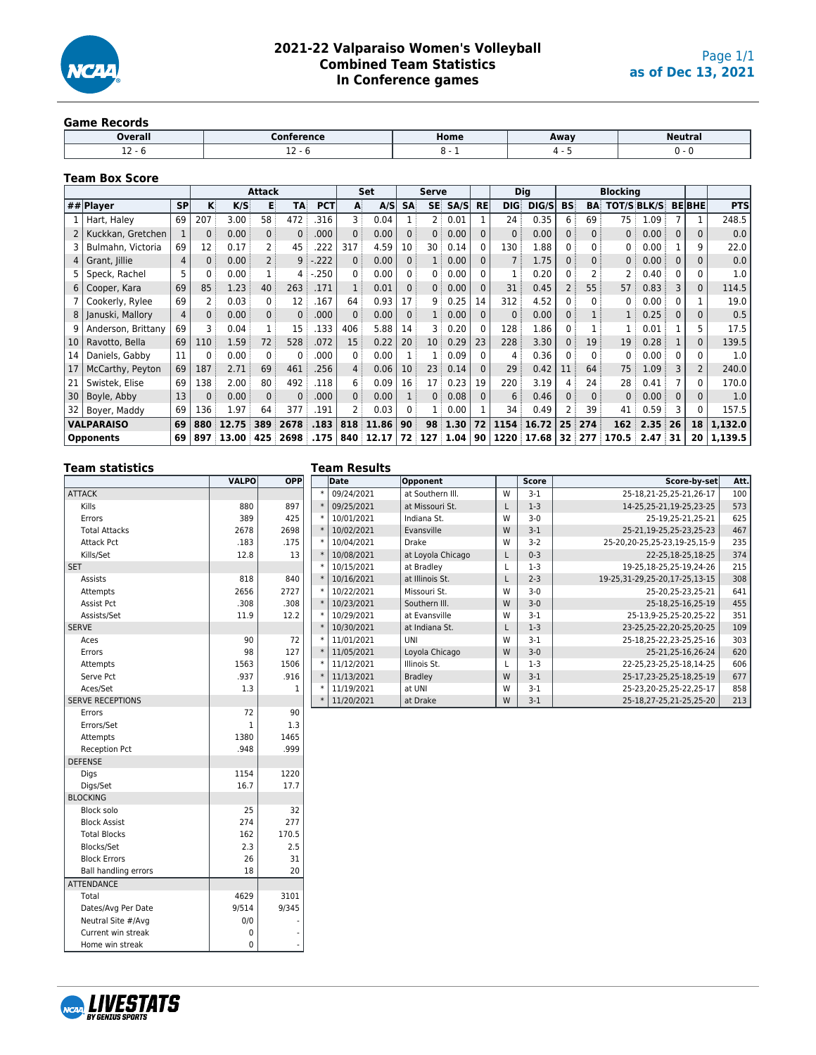# 2021-22 Valparaiso Women's Volleyball
## Combined Team Statistics
## In Conference games

as of Dec 13, 2021

### Game Records

| Overall | Conference | Home | Away | Neutral |
|---|---|---|---|---|
| 12 - 6 | 12 - 6 | 8 - 1 | 4 - 5 | 0 - 0 |

### Team Box Score

| | | | Attack | | | | | Set | | Serve | | | | Dig | | Blocking | | | | | | |
|---|---|---|---|---|---|---|---|---|---|---|---|---|---|---|---|---|---|---|---|---|---|---|
| ## | Player | SP | K | K/S | E | TA | PCT | A | A/S | SA | SE | SA/S | RE | DIG | DIG/S | BS | BA | TOT/S | BLK/S | BE | BHE | PTS |
| 1 | Hart, Haley | 69 | 207 | 3.00 | 58 | 472 | .316 | 3 | 0.04 | 1 | 2 | 0.01 | 1 | 24 | 0.35 | 6 | 69 | 75 | 1.09 | 7 | 1 | 248.5 |
| 2 | Kuckkan, Gretchen | 1 | 0 | 0.00 | 0 | 0 | .000 | 0 | 0.00 | 0 | 0 | 0.00 | 0 | 0 | 0.00 | 0 | 0 | 0 | 0.00 | 0 | 0 | 0.0 |
| 3 | Bulmahn, Victoria | 69 | 12 | 0.17 | 2 | 45 | .222 | 317 | 4.59 | 10 | 30 | 0.14 | 0 | 130 | 1.88 | 0 | 0 | 0 | 0.00 | 1 | 9 | 22.0 |
| 4 | Grant, Jillie | 4 | 0 | 0.00 | 2 | 9 | -.222 | 0 | 0.00 | 0 | 1 | 0.00 | 0 | 7 | 1.75 | 0 | 0 | 0 | 0.00 | 0 | 0 | 0.0 |
| 5 | Speck, Rachel | 5 | 0 | 0.00 | 1 | 4 | -.250 | 0 | 0.00 | 0 | 0 | 0.00 | 0 | 1 | 0.20 | 0 | 2 | 2 | 0.40 | 0 | 0 | 1.0 |
| 6 | Cooper, Kara | 69 | 85 | 1.23 | 40 | 263 | .171 | 1 | 0.01 | 0 | 0 | 0.00 | 0 | 31 | 0.45 | 2 | 55 | 57 | 0.83 | 3 | 0 | 114.5 |
| 7 | Cookerly, Rylee | 69 | 2 | 0.03 | 0 | 12 | .167 | 64 | 0.93 | 17 | 9 | 0.25 | 14 | 312 | 4.52 | 0 | 0 | 0 | 0.00 | 0 | 1 | 19.0 |
| 8 | Januski, Mallory | 4 | 0 | 0.00 | 0 | 0 | .000 | 0 | 0.00 | 0 | 1 | 0.00 | 0 | 0 | 0.00 | 0 | 1 | 1 | 0.25 | 0 | 0 | 0.5 |
| 9 | Anderson, Brittany | 69 | 3 | 0.04 | 1 | 15 | .133 | 406 | 5.88 | 14 | 3 | 0.20 | 0 | 128 | 1.86 | 0 | 1 | 1 | 0.01 | 1 | 5 | 17.5 |
| 10 | Ravotto, Bella | 69 | 110 | 1.59 | 72 | 528 | .072 | 15 | 0.22 | 20 | 10 | 0.29 | 23 | 228 | 3.30 | 0 | 19 | 19 | 0.28 | 1 | 0 | 139.5 |
| 14 | Daniels, Gabby | 11 | 0 | 0.00 | 0 | 0 | .000 | 0 | 0.00 | 1 | 1 | 0.09 | 0 | 4 | 0.36 | 0 | 0 | 0 | 0.00 | 0 | 0 | 1.0 |
| 17 | McCarthy, Peyton | 69 | 187 | 2.71 | 69 | 461 | .256 | 4 | 0.06 | 10 | 23 | 0.14 | 0 | 29 | 0.42 | 11 | 64 | 75 | 1.09 | 3 | 2 | 240.0 |
| 21 | Swistek, Elise | 69 | 138 | 2.00 | 80 | 492 | .118 | 6 | 0.09 | 16 | 17 | 0.23 | 19 | 220 | 3.19 | 4 | 24 | 28 | 0.41 | 7 | 0 | 170.0 |
| 30 | Boyle, Abby | 13 | 0 | 0.00 | 0 | 0 | .000 | 0 | 0.00 | 1 | 0 | 0.08 | 0 | 6 | 0.46 | 0 | 0 | 0 | 0.00 | 0 | 0 | 1.0 |
| 32 | Boyer, Maddy | 69 | 136 | 1.97 | 64 | 377 | .191 | 2 | 0.03 | 0 | 1 | 0.00 | 1 | 34 | 0.49 | 2 | 39 | 41 | 0.59 | 3 | 0 | 157.5 |
| | **VALPARAISO** | **69** | **880** | **12.75** | **389** | **2678** | **.183** | **818** | **11.86** | **90** | **98** | **1.30** | **72** | **1154** | **16.72** | **25** | **274** | **162** | **2.35** | **26** | **18** | **1,132.0** |
| | **Opponents** | **69** | **897** | **13.00** | **425** | **2698** | **.175** | **840** | **12.17** | **72** | **127** | **1.04** | **90** | **1220** | **17.68** | **32** | **277** | **170.5** | **2.47** | **31** | **20** | **1,139.5** |

### Team statistics

| | VALPO | OPP |
|---|---|---|
| ATTACK | | |
| Kills | 880 | 897 |
| Errors | 389 | 425 |
| Total Attacks | 2678 | 2698 |
| Attack Pct | .183 | .175 |
| Kills/Set | 12.8 | 13 |
| SET | | |
| Assists | 818 | 840 |
| Attempts | 2656 | 2727 |
| Assist Pct | .308 | .308 |
| Assists/Set | 11.9 | 12.2 |
| SERVE | | |
| Aces | 90 | 72 |
| Errors | 98 | 127 |
| Attempts | 1563 | 1506 |
| Serve Pct | .937 | .916 |
| Aces/Set | 1.3 | 1 |
| SERVE RECEPTIONS | | |
| Errors | 72 | 90 |
| Errors/Set | 1 | 1.3 |
| Attempts | 1380 | 1465 |
| Reception Pct | .948 | .999 |
| DEFENSE | | |
| Digs | 1154 | 1220 |
| Digs/Set | 16.7 | 17.7 |
| BLOCKING | | |
| Block solo | 25 | 32 |
| Block Assist | 274 | 277 |
| Total Blocks | 162 | 170.5 |
| Blocks/Set | 2.3 | 2.5 |
| Block Errors | 26 | 31 |
| Ball handling errors | 18 | 20 |
| ATTENDANCE | | |
| Total | 4629 | 3101 |
| Dates/Avg Per Date | 9/514 | 9/345 |
| Neutral Site #/Avg | 0/0 | - |
| Current win streak | 0 | - |
| Home win streak | 0 | - |

### Team Results

| | Date | Opponent | | Score | Score-by-set | Att. |
|---|---|---|---|---|---|---|
| * | 09/24/2021 | at Southern Ill. | W | 3-1 | 25-18,21-25,25-21,26-17 | 100 |
| * | 09/25/2021 | at Missouri St. | L | 1-3 | 14-25,25-21,19-25,23-25 | 573 |
| * | 10/01/2021 | Indiana St. | W | 3-0 | 25-19,25-21,25-21 | 625 |
| * | 10/02/2021 | Evansville | W | 3-1 | 25-21,19-25,25-23,25-23 | 467 |
| * | 10/04/2021 | Drake | W | 3-2 | 25-20,20-25,25-23,19-25,15-9 | 235 |
| * | 10/08/2021 | at Loyola Chicago | L | 0-3 | 22-25,18-25,18-25 | 374 |
| * | 10/15/2021 | at Bradley | L | 1-3 | 19-25,18-25,25-19,24-26 | 215 |
| * | 10/16/2021 | at Illinois St. | L | 2-3 | 19-25,31-29,25-20,17-25,13-15 | 308 |
| * | 10/22/2021 | Missouri St. | W | 3-0 | 25-20,25-23,25-21 | 641 |
| * | 10/23/2021 | Southern Ill. | W | 3-0 | 25-18,25-16,25-19 | 455 |
| * | 10/29/2021 | at Evansville | W | 3-1 | 25-13,9-25,25-20,25-22 | 351 |
| * | 10/30/2021 | at Indiana St. | L | 1-3 | 23-25,25-22,20-25,20-25 | 109 |
| * | 11/01/2021 | UNI | W | 3-1 | 25-18,25-22,23-25,25-16 | 303 |
| * | 11/05/2021 | Loyola Chicago | W | 3-0 | 25-21,25-16,26-24 | 620 |
| * | 11/12/2021 | Illinois St. | L | 1-3 | 22-25,23-25,25-18,14-25 | 606 |
| * | 11/13/2021 | Bradley | W | 3-1 | 25-17,23-25,25-18,25-19 | 677 |
| * | 11/19/2021 | at UNI | W | 3-1 | 25-23,20-25,25-22,25-17 | 858 |
| * | 11/20/2021 | at Drake | W | 3-1 | 25-18,27-25,21-25,25-20 | 213 |